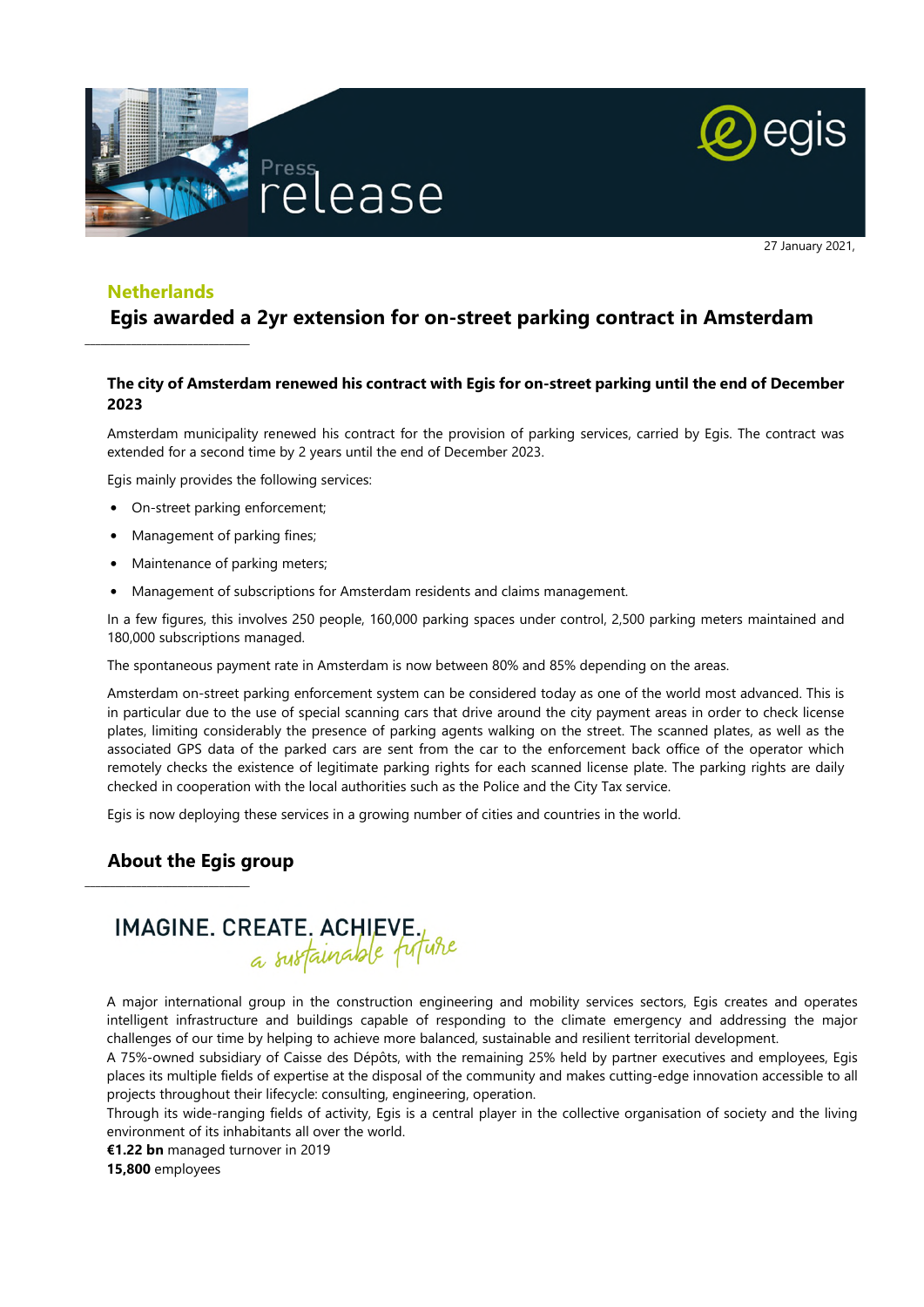Press release

27 January 2021,

## Netherlands

# Egis awarded a 2yr extension for on-street parking contract in Amsterdam

### The city of Amsterdam renewed his contract with Egis for on-street parking until the end of December 2023

Amsterdam municipality renewed his contract for the provision of parking services, carried by Egis. The contract was extended for a second time by 2 years until the end of December 2023.

Egis mainly provides the following services:

- On-street parking enforcement;
- Management of parking fines;
- Maintenance of parking meters;
- Management of subscriptions for Amsterdam residents and claims management.

In a few figures, this involves 250 people, 160,000 parking spaces under control, 2,500 parking meters maintained and 180,000 subscriptions managed.

The spontaneous payment rate in Amsterdam is now between 80% and 85% depending on the areas.

Amsterdam on-street parking enforcement system can be considered today as one of the world most advanced. This is in particular due to the use of special scanning cars that drive around the city payment areas in order to check license plates, limiting considerably the presence of parking agents walking on the street. The scanned plates, as well as the associated GPS data of the parked cars are sent from the car to the enforcement back office of the operator which remotely checks the existence of legitimate parking rights for each scanned license plate. The parking rights are daily checked in cooperation with the local authorities such as the Police and the City Tax service.

Egis is now deploying these services in a growing number of cities and countries in the world.

## About the Egis group

IMAGINE. CREATE. ACHIEVE. *a sustainable future*

A major international group in the construction engineering and mobility services sectors, Egis creates and operates intelligent infrastructure and buildings capable of responding to the climate emergency and addressing the major challenges of our time by helping to achieve more balanced, sustainable and resilient territorial development.
A 75%-owned subsidiary of Caisse des Dépôts, with the remaining 25% held by partner executives and employees, Egis places its multiple fields of expertise at the disposal of the community and makes cutting-edge innovation accessible to all projects throughout their lifecycle: consulting, engineering, operation.
Through its wide-ranging fields of activity, Egis is a central player in the collective organisation of society and the living environment of its inhabitants all over the world.
**€1.22 bn** managed turnover in 2019
**15,800** employees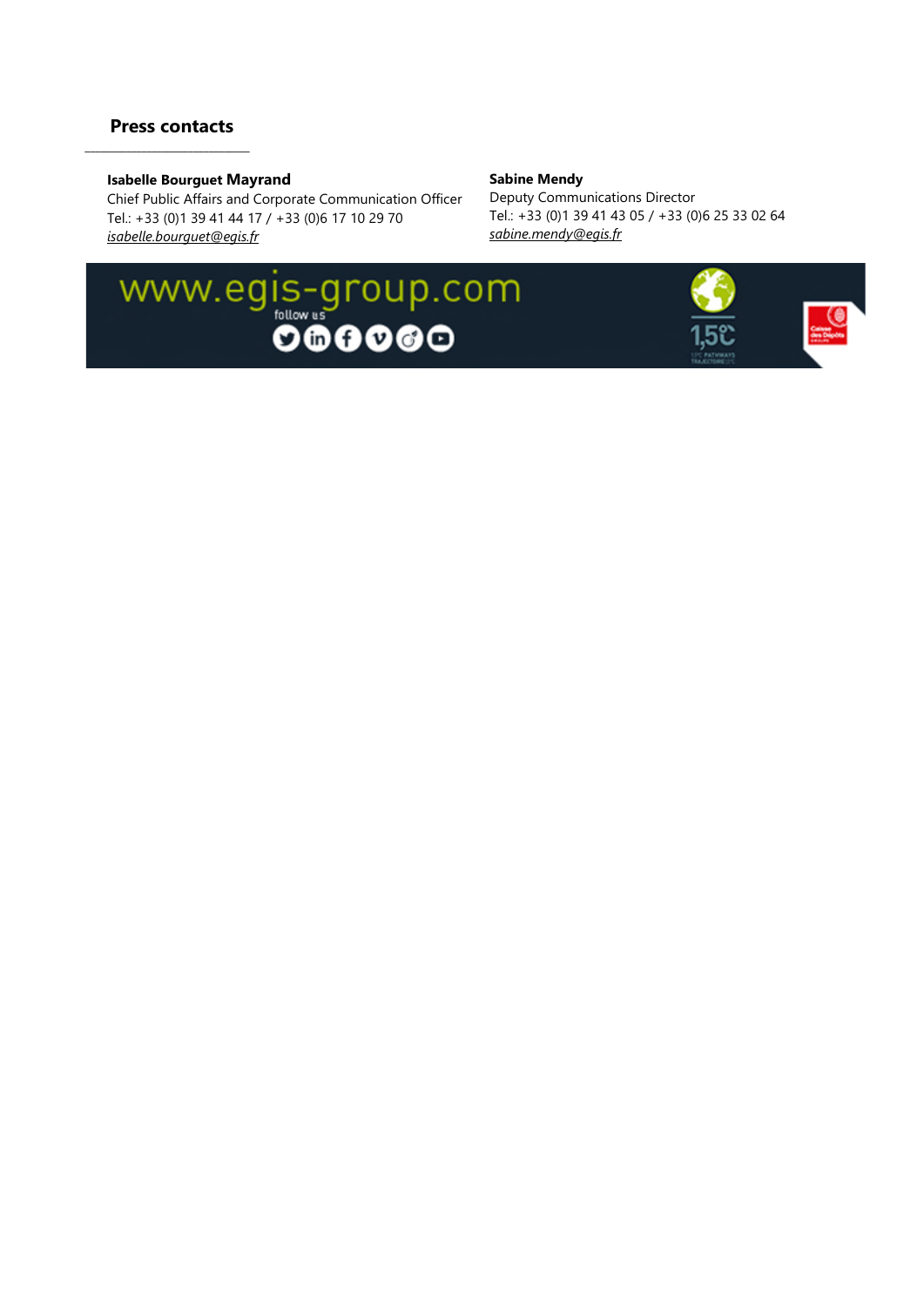## Press contacts

**Isabelle Bourguet Mayrand**
Chief Public Affairs and Corporate Communication Officer
Tel.: +33 (0)1 39 41 44 17 / +33 (0)6 17 10 29 70
*isabelle.bourguet@egis.fr*

**Sabine Mendy**
Deputy Communications Director
Tel.: +33 (0)1 39 41 43 05 / +33 (0)6 25 33 02 64
*sabine.mendy@egis.fr*

www.egis-group.com

follow us